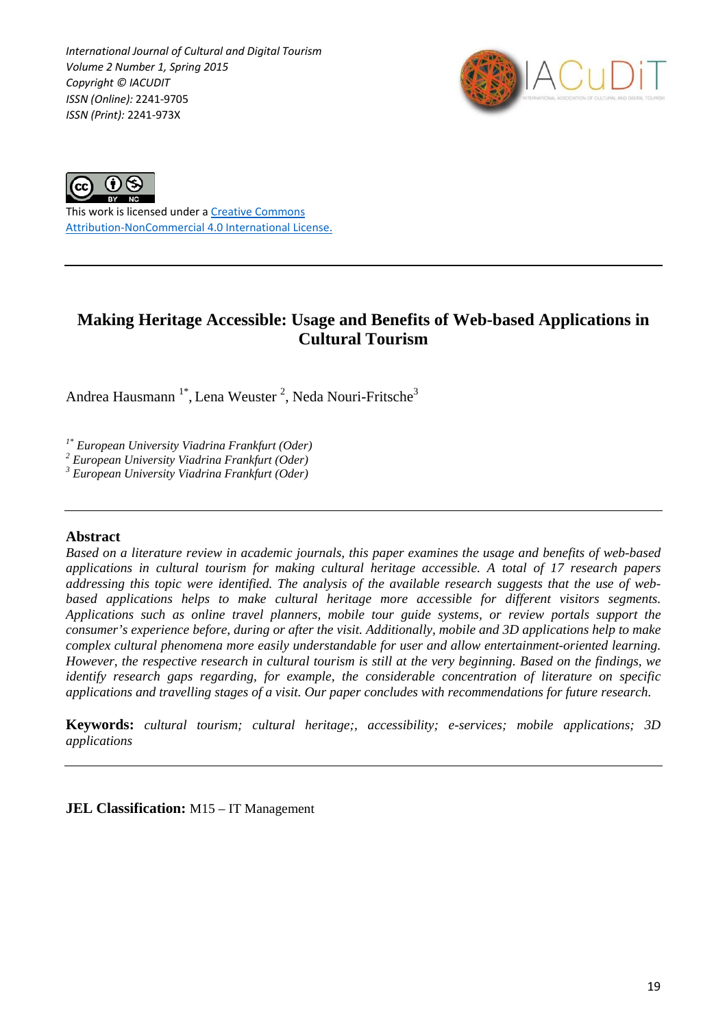*International Journal of Cultural and Digital Tourism*
*Volume 2 Number 1, Spring 2015*
*Copyright © IACUDIT*
*ISSN (Online):* 2241-9705
*ISSN (Print):* 2241-973X

This work is licensed under a [Creative Commons Attribution-NonCommercial 4.0 International License.]

# Making Heritage Accessible: Usage and Benefits of Web-based Applications in Cultural Tourism

Andrea Hausmann [1*], Lena Weuster [2], Neda Nouri-Fritsche[3]

[1*] *European University Viadrina Frankfurt (Oder)*
[2] *European University Viadrina Frankfurt (Oder)*
[3] *European University Viadrina Frankfurt (Oder)*

## Abstract

*Based on a literature review in academic journals, this paper examines the usage and benefits of web-based applications in cultural tourism for making cultural heritage accessible. A total of 17 research papers addressing this topic were identified. The analysis of the available research suggests that the use of web-based applications helps to make cultural heritage more accessible for different visitors segments. Applications such as online travel planners, mobile tour guide systems, or review portals support the consumer's experience before, during or after the visit. Additionally, mobile and 3D applications help to make complex cultural phenomena more easily understandable for user and allow entertainment-oriented learning. However, the respective research in cultural tourism is still at the very beginning. Based on the findings, we identify research gaps regarding, for example, the considerable concentration of literature on specific applications and travelling stages of a visit. Our paper concludes with recommendations for future research.*

**Keywords:** *cultural tourism; cultural heritage;, accessibility; e-services; mobile applications; 3D applications*

**JEL Classification:** M15 – IT Management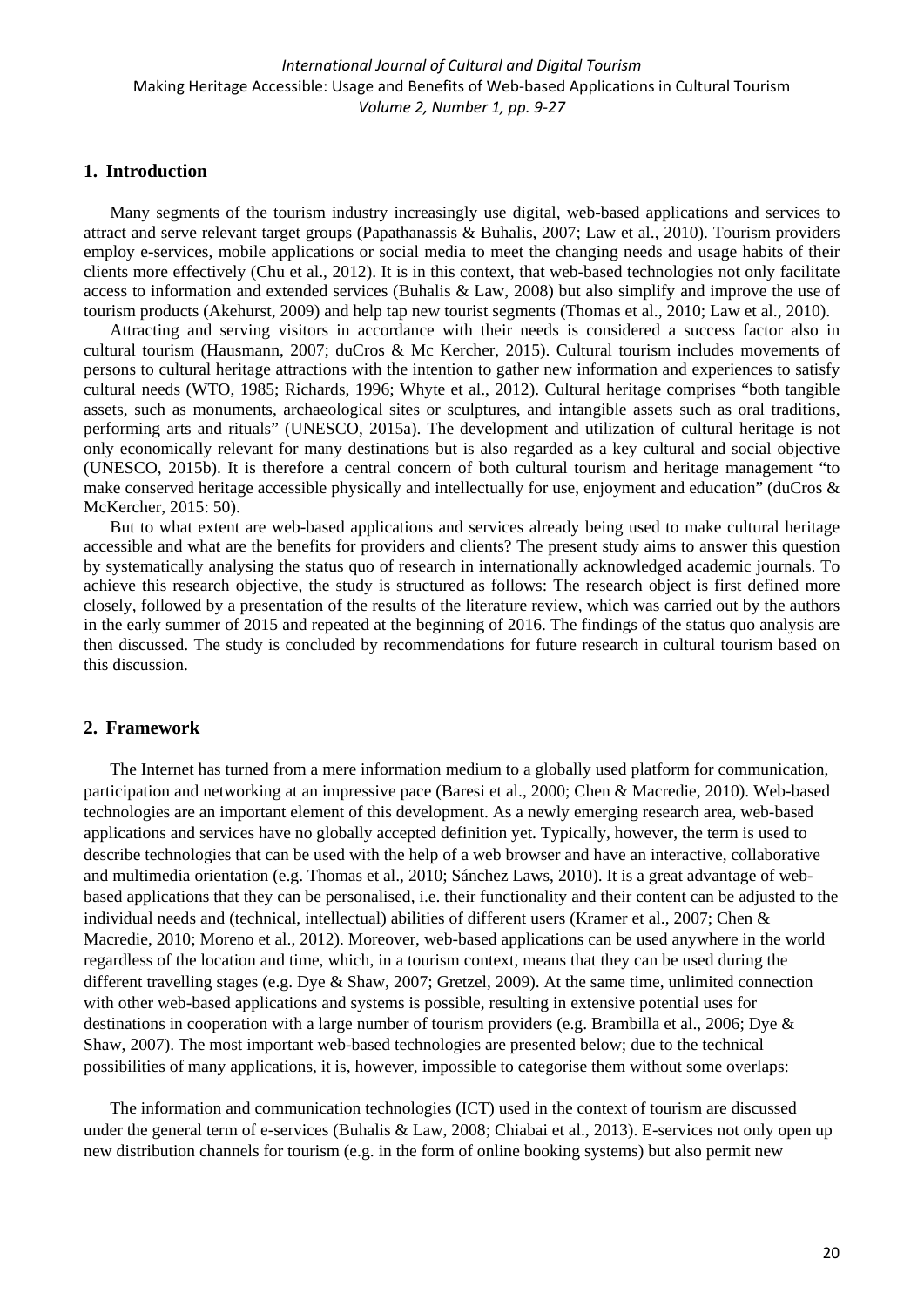## 1. Introduction

Many segments of the tourism industry increasingly use digital, web-based applications and services to attract and serve relevant target groups (Papathanassis & Buhalis, 2007; Law et al., 2010). Tourism providers employ e-services, mobile applications or social media to meet the changing needs and usage habits of their clients more effectively (Chu et al., 2012). It is in this context, that web-based technologies not only facilitate access to information and extended services (Buhalis & Law, 2008) but also simplify and improve the use of tourism products (Akehurst, 2009) and help tap new tourist segments (Thomas et al., 2010; Law et al., 2010).

Attracting and serving visitors in accordance with their needs is considered a success factor also in cultural tourism (Hausmann, 2007; duCros & Mc Kercher, 2015). Cultural tourism includes movements of persons to cultural heritage attractions with the intention to gather new information and experiences to satisfy cultural needs (WTO, 1985; Richards, 1996; Whyte et al., 2012). Cultural heritage comprises "both tangible assets, such as monuments, archaeological sites or sculptures, and intangible assets such as oral traditions, performing arts and rituals" (UNESCO, 2015a). The development and utilization of cultural heritage is not only economically relevant for many destinations but is also regarded as a key cultural and social objective (UNESCO, 2015b). It is therefore a central concern of both cultural tourism and heritage management "to make conserved heritage accessible physically and intellectually for use, enjoyment and education" (duCros & McKercher, 2015: 50).

But to what extent are web-based applications and services already being used to make cultural heritage accessible and what are the benefits for providers and clients? The present study aims to answer this question by systematically analysing the status quo of research in internationally acknowledged academic journals. To achieve this research objective, the study is structured as follows: The research object is first defined more closely, followed by a presentation of the results of the literature review, which was carried out by the authors in the early summer of 2015 and repeated at the beginning of 2016. The findings of the status quo analysis are then discussed. The study is concluded by recommendations for future research in cultural tourism based on this discussion.

## 2. Framework

The Internet has turned from a mere information medium to a globally used platform for communication, participation and networking at an impressive pace (Baresi et al., 2000; Chen & Macredie, 2010). Web-based technologies are an important element of this development. As a newly emerging research area, web-based applications and services have no globally accepted definition yet. Typically, however, the term is used to describe technologies that can be used with the help of a web browser and have an interactive, collaborative and multimedia orientation (e.g. Thomas et al., 2010; Sánchez Laws, 2010). It is a great advantage of web-based applications that they can be personalised, i.e. their functionality and their content can be adjusted to the individual needs and (technical, intellectual) abilities of different users (Kramer et al., 2007; Chen & Macredie, 2010; Moreno et al., 2012). Moreover, web-based applications can be used anywhere in the world regardless of the location and time, which, in a tourism context, means that they can be used during the different travelling stages (e.g. Dye & Shaw, 2007; Gretzel, 2009). At the same time, unlimited connection with other web-based applications and systems is possible, resulting in extensive potential uses for destinations in cooperation with a large number of tourism providers (e.g. Brambilla et al., 2006; Dye & Shaw, 2007). The most important web-based technologies are presented below; due to the technical possibilities of many applications, it is, however, impossible to categorise them without some overlaps:

The information and communication technologies (ICT) used in the context of tourism are discussed under the general term of e-services (Buhalis & Law, 2008; Chiabai et al., 2013). E-services not only open up new distribution channels for tourism (e.g. in the form of online booking systems) but also permit new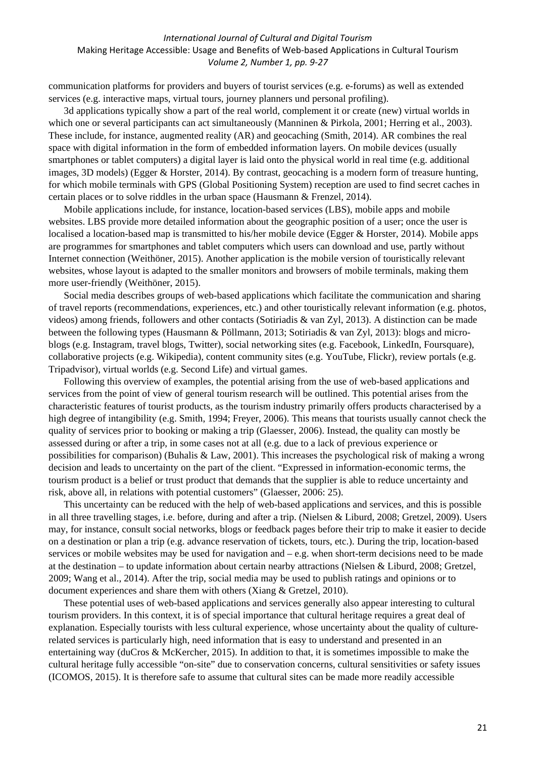communication platforms for providers and buyers of tourist services (e.g. e-forums) as well as extended services (e.g. interactive maps, virtual tours, journey planners und personal profiling).

3d applications typically show a part of the real world, complement it or create (new) virtual worlds in which one or several participants can act simultaneously (Manninen & Pirkola, 2001; Herring et al., 2003). These include, for instance, augmented reality (AR) and geocaching (Smith, 2014). AR combines the real space with digital information in the form of embedded information layers. On mobile devices (usually smartphones or tablet computers) a digital layer is laid onto the physical world in real time (e.g. additional images, 3D models) (Egger & Horster, 2014). By contrast, geocaching is a modern form of treasure hunting, for which mobile terminals with GPS (Global Positioning System) reception are used to find secret caches in certain places or to solve riddles in the urban space (Hausmann & Frenzel, 2014).

Mobile applications include, for instance, location-based services (LBS), mobile apps and mobile websites. LBS provide more detailed information about the geographic position of a user; once the user is localised a location-based map is transmitted to his/her mobile device (Egger & Horster, 2014). Mobile apps are programmes for smartphones and tablet computers which users can download and use, partly without Internet connection (Weithöner, 2015). Another application is the mobile version of touristically relevant websites, whose layout is adapted to the smaller monitors and browsers of mobile terminals, making them more user-friendly (Weithöner, 2015).

Social media describes groups of web-based applications which facilitate the communication and sharing of travel reports (recommendations, experiences, etc.) and other touristically relevant information (e.g. photos, videos) among friends, followers and other contacts (Sotiriadis & van Zyl, 2013). A distinction can be made between the following types (Hausmann & Pöllmann, 2013; Sotiriadis & van Zyl, 2013): blogs and micro-blogs (e.g. Instagram, travel blogs, Twitter), social networking sites (e.g. Facebook, LinkedIn, Foursquare), collaborative projects (e.g. Wikipedia), content community sites (e.g. YouTube, Flickr), review portals (e.g. Tripadvisor), virtual worlds (e.g. Second Life) and virtual games.

Following this overview of examples, the potential arising from the use of web-based applications and services from the point of view of general tourism research will be outlined. This potential arises from the characteristic features of tourist products, as the tourism industry primarily offers products characterised by a high degree of intangibility (e.g. Smith, 1994; Freyer, 2006). This means that tourists usually cannot check the quality of services prior to booking or making a trip (Glaesser, 2006). Instead, the quality can mostly be assessed during or after a trip, in some cases not at all (e.g. due to a lack of previous experience or possibilities for comparison) (Buhalis & Law, 2001). This increases the psychological risk of making a wrong decision and leads to uncertainty on the part of the client. "Expressed in information-economic terms, the tourism product is a belief or trust product that demands that the supplier is able to reduce uncertainty and risk, above all, in relations with potential customers" (Glaesser, 2006: 25).

This uncertainty can be reduced with the help of web-based applications and services, and this is possible in all three travelling stages, i.e. before, during and after a trip. (Nielsen & Liburd, 2008; Gretzel, 2009). Users may, for instance, consult social networks, blogs or feedback pages before their trip to make it easier to decide on a destination or plan a trip (e.g. advance reservation of tickets, tours, etc.). During the trip, location-based services or mobile websites may be used for navigation and – e.g. when short-term decisions need to be made at the destination – to update information about certain nearby attractions (Nielsen & Liburd, 2008; Gretzel, 2009; Wang et al., 2014). After the trip, social media may be used to publish ratings and opinions or to document experiences and share them with others (Xiang & Gretzel, 2010).

These potential uses of web-based applications and services generally also appear interesting to cultural tourism providers. In this context, it is of special importance that cultural heritage requires a great deal of explanation. Especially tourists with less cultural experience, whose uncertainty about the quality of culture-related services is particularly high, need information that is easy to understand and presented in an entertaining way (duCros & McKercher, 2015). In addition to that, it is sometimes impossible to make the cultural heritage fully accessible "on-site" due to conservation concerns, cultural sensitivities or safety issues (ICOMOS, 2015). It is therefore safe to assume that cultural sites can be made more readily accessible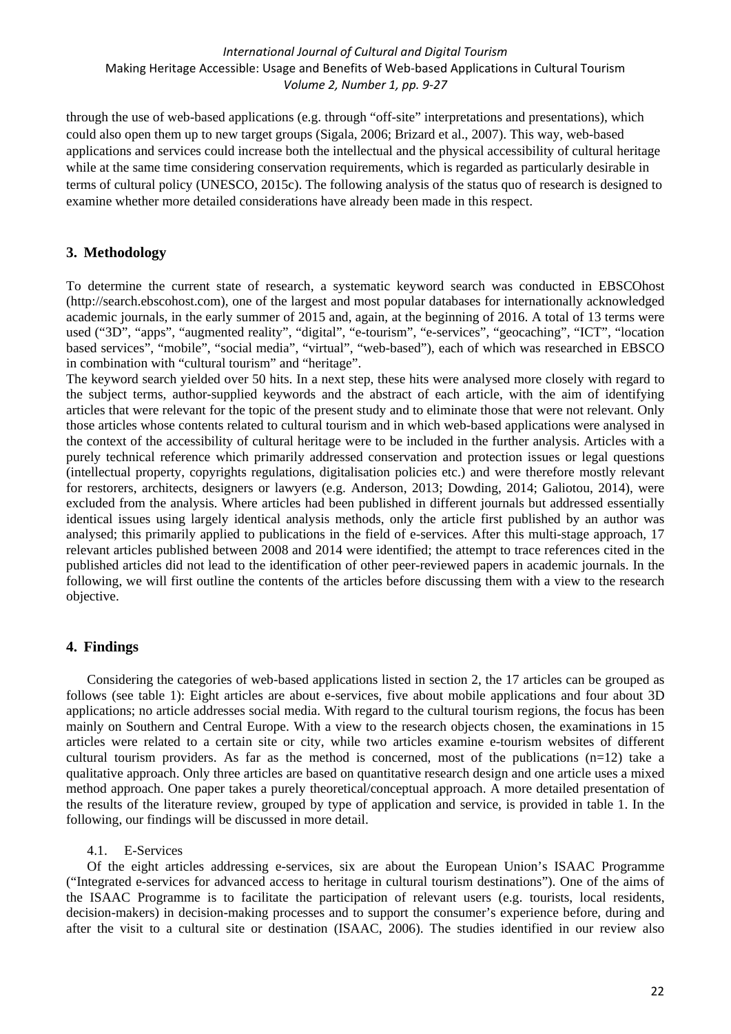through the use of web-based applications (e.g. through "off-site" interpretations and presentations), which could also open them up to new target groups (Sigala, 2006; Brizard et al., 2007). This way, web-based applications and services could increase both the intellectual and the physical accessibility of cultural heritage while at the same time considering conservation requirements, which is regarded as particularly desirable in terms of cultural policy (UNESCO, 2015c). The following analysis of the status quo of research is designed to examine whether more detailed considerations have already been made in this respect.

## 3. Methodology

To determine the current state of research, a systematic keyword search was conducted in EBSCOhost (http://search.ebscohost.com), one of the largest and most popular databases for internationally acknowledged academic journals, in the early summer of 2015 and, again, at the beginning of 2016. A total of 13 terms were used ("3D", "apps", "augmented reality", "digital", "e-tourism", "e-services", "geocaching", "ICT", "location based services", "mobile", "social media", "virtual", "web-based"), each of which was researched in EBSCO in combination with "cultural tourism" and "heritage".

The keyword search yielded over 50 hits. In a next step, these hits were analysed more closely with regard to the subject terms, author-supplied keywords and the abstract of each article, with the aim of identifying articles that were relevant for the topic of the present study and to eliminate those that were not relevant. Only those articles whose contents related to cultural tourism and in which web-based applications were analysed in the context of the accessibility of cultural heritage were to be included in the further analysis. Articles with a purely technical reference which primarily addressed conservation and protection issues or legal questions (intellectual property, copyrights regulations, digitalisation policies etc.) and were therefore mostly relevant for restorers, architects, designers or lawyers (e.g. Anderson, 2013; Dowding, 2014; Galiotou, 2014), were excluded from the analysis. Where articles had been published in different journals but addressed essentially identical issues using largely identical analysis methods, only the article first published by an author was analysed; this primarily applied to publications in the field of e-services. After this multi-stage approach, 17 relevant articles published between 2008 and 2014 were identified; the attempt to trace references cited in the published articles did not lead to the identification of other peer-reviewed papers in academic journals. In the following, we will first outline the contents of the articles before discussing them with a view to the research objective.

## 4. Findings

Considering the categories of web-based applications listed in section 2, the 17 articles can be grouped as follows (see table 1): Eight articles are about e-services, five about mobile applications and four about 3D applications; no article addresses social media. With regard to the cultural tourism regions, the focus has been mainly on Southern and Central Europe. With a view to the research objects chosen, the examinations in 15 articles were related to a certain site or city, while two articles examine e-tourism websites of different cultural tourism providers. As far as the method is concerned, most of the publications (n=12) take a qualitative approach. Only three articles are based on quantitative research design and one article uses a mixed method approach. One paper takes a purely theoretical/conceptual approach. A more detailed presentation of the results of the literature review, grouped by type of application and service, is provided in table 1. In the following, our findings will be discussed in more detail.

### 4.1. E-Services

Of the eight articles addressing e-services, six are about the European Union's ISAAC Programme ("Integrated e-services for advanced access to heritage in cultural tourism destinations"). One of the aims of the ISAAC Programme is to facilitate the participation of relevant users (e.g. tourists, local residents, decision-makers) in decision-making processes and to support the consumer's experience before, during and after the visit to a cultural site or destination (ISAAC, 2006). The studies identified in our review also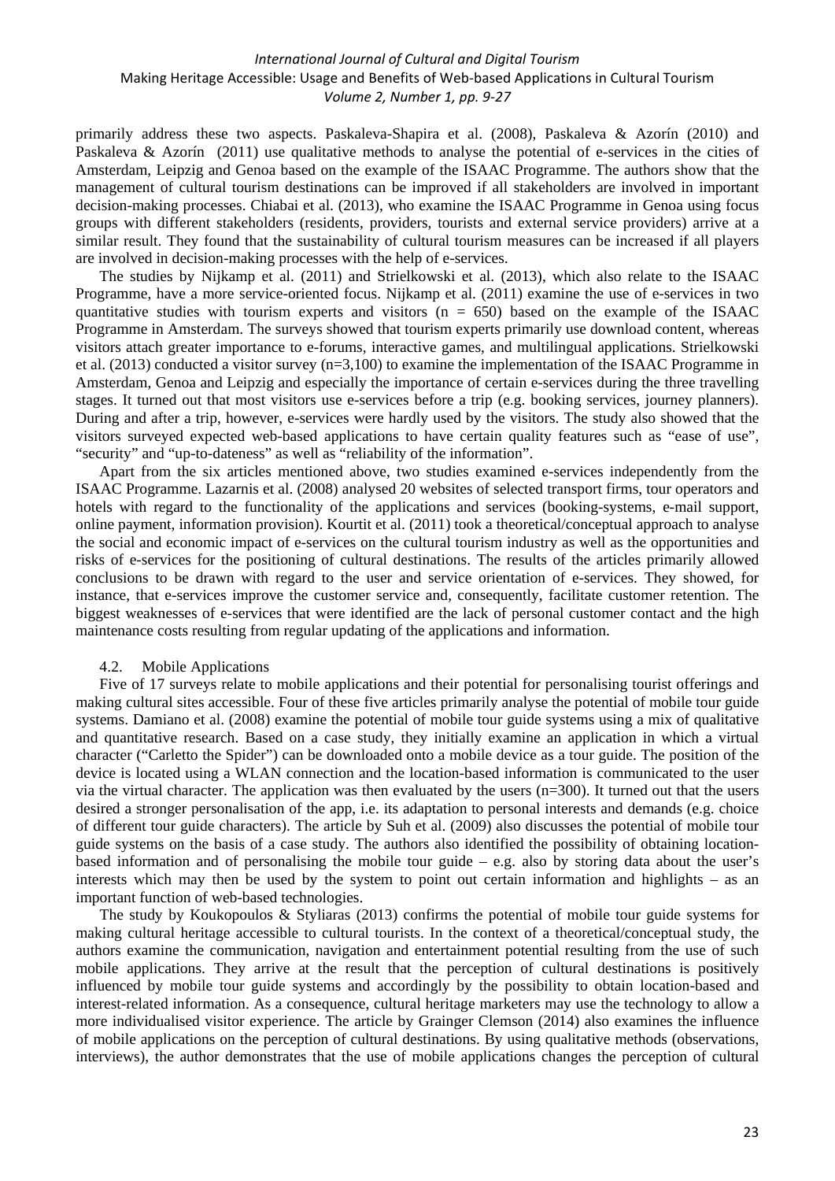primarily address these two aspects. Paskaleva-Shapira et al. (2008), Paskaleva & Azorín (2010) and Paskaleva & Azorín (2011) use qualitative methods to analyse the potential of e-services in the cities of Amsterdam, Leipzig and Genoa based on the example of the ISAAC Programme. The authors show that the management of cultural tourism destinations can be improved if all stakeholders are involved in important decision-making processes. Chiabai et al. (2013), who examine the ISAAC Programme in Genoa using focus groups with different stakeholders (residents, providers, tourists and external service providers) arrive at a similar result. They found that the sustainability of cultural tourism measures can be increased if all players are involved in decision-making processes with the help of e-services.

The studies by Nijkamp et al. (2011) and Strielkowski et al. (2013), which also relate to the ISAAC Programme, have a more service-oriented focus. Nijkamp et al. (2011) examine the use of e-services in two quantitative studies with tourism experts and visitors (n = 650) based on the example of the ISAAC Programme in Amsterdam. The surveys showed that tourism experts primarily use download content, whereas visitors attach greater importance to e-forums, interactive games, and multilingual applications. Strielkowski et al. (2013) conducted a visitor survey (n=3,100) to examine the implementation of the ISAAC Programme in Amsterdam, Genoa and Leipzig and especially the importance of certain e-services during the three travelling stages. It turned out that most visitors use e-services before a trip (e.g. booking services, journey planners). During and after a trip, however, e-services were hardly used by the visitors. The study also showed that the visitors surveyed expected web-based applications to have certain quality features such as "ease of use", "security" and "up-to-dateness" as well as "reliability of the information".

Apart from the six articles mentioned above, two studies examined e-services independently from the ISAAC Programme. Lazarnis et al. (2008) analysed 20 websites of selected transport firms, tour operators and hotels with regard to the functionality of the applications and services (booking-systems, e-mail support, online payment, information provision). Kourtit et al. (2011) took a theoretical/conceptual approach to analyse the social and economic impact of e-services on the cultural tourism industry as well as the opportunities and risks of e-services for the positioning of cultural destinations. The results of the articles primarily allowed conclusions to be drawn with regard to the user and service orientation of e-services. They showed, for instance, that e-services improve the customer service and, consequently, facilitate customer retention. The biggest weaknesses of e-services that were identified are the lack of personal customer contact and the high maintenance costs resulting from regular updating of the applications and information.

### 4.2. Mobile Applications

Five of 17 surveys relate to mobile applications and their potential for personalising tourist offerings and making cultural sites accessible. Four of these five articles primarily analyse the potential of mobile tour guide systems. Damiano et al. (2008) examine the potential of mobile tour guide systems using a mix of qualitative and quantitative research. Based on a case study, they initially examine an application in which a virtual character ("Carletto the Spider") can be downloaded onto a mobile device as a tour guide. The position of the device is located using a WLAN connection and the location-based information is communicated to the user via the virtual character. The application was then evaluated by the users (n=300). It turned out that the users desired a stronger personalisation of the app, i.e. its adaptation to personal interests and demands (e.g. choice of different tour guide characters). The article by Suh et al. (2009) also discusses the potential of mobile tour guide systems on the basis of a case study. The authors also identified the possibility of obtaining location-based information and of personalising the mobile tour guide – e.g. also by storing data about the user's interests which may then be used by the system to point out certain information and highlights – as an important function of web-based technologies.

The study by Koukopoulos & Styliaras (2013) confirms the potential of mobile tour guide systems for making cultural heritage accessible to cultural tourists. In the context of a theoretical/conceptual study, the authors examine the communication, navigation and entertainment potential resulting from the use of such mobile applications. They arrive at the result that the perception of cultural destinations is positively influenced by mobile tour guide systems and accordingly by the possibility to obtain location-based and interest-related information. As a consequence, cultural heritage marketers may use the technology to allow a more individualised visitor experience. The article by Grainger Clemson (2014) also examines the influence of mobile applications on the perception of cultural destinations. By using qualitative methods (observations, interviews), the author demonstrates that the use of mobile applications changes the perception of cultural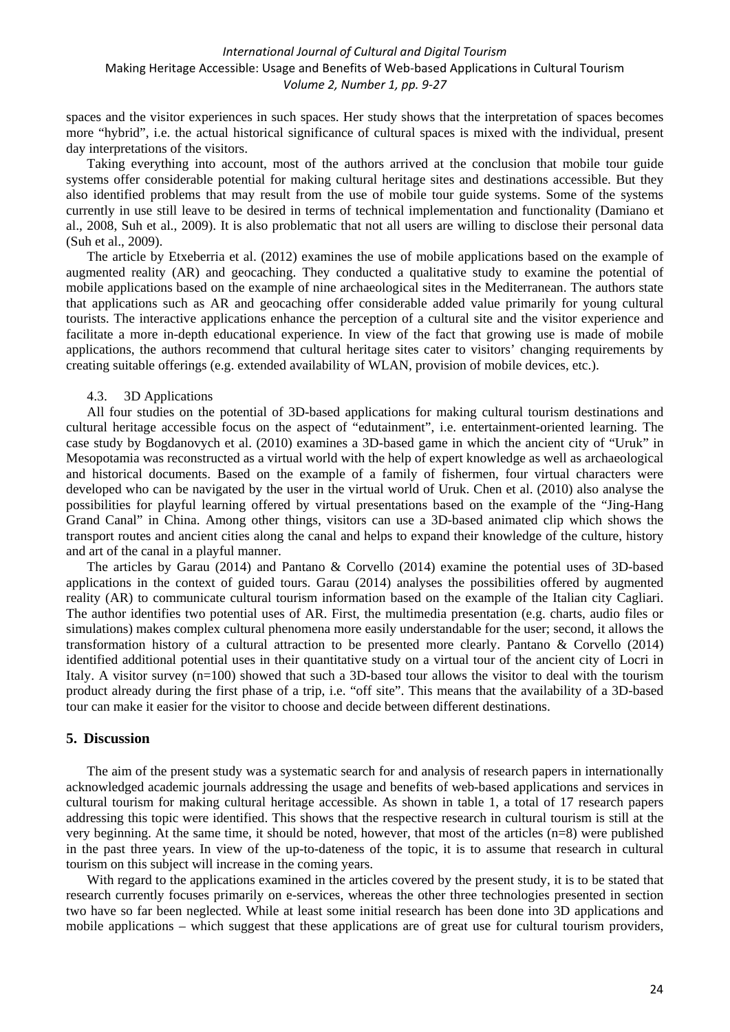spaces and the visitor experiences in such spaces. Her study shows that the interpretation of spaces becomes more "hybrid", i.e. the actual historical significance of cultural spaces is mixed with the individual, present day interpretations of the visitors.

Taking everything into account, most of the authors arrived at the conclusion that mobile tour guide systems offer considerable potential for making cultural heritage sites and destinations accessible. But they also identified problems that may result from the use of mobile tour guide systems. Some of the systems currently in use still leave to be desired in terms of technical implementation and functionality (Damiano et al., 2008, Suh et al., 2009). It is also problematic that not all users are willing to disclose their personal data (Suh et al., 2009).

The article by Etxeberria et al. (2012) examines the use of mobile applications based on the example of augmented reality (AR) and geocaching. They conducted a qualitative study to examine the potential of mobile applications based on the example of nine archaeological sites in the Mediterranean. The authors state that applications such as AR and geocaching offer considerable added value primarily for young cultural tourists. The interactive applications enhance the perception of a cultural site and the visitor experience and facilitate a more in-depth educational experience. In view of the fact that growing use is made of mobile applications, the authors recommend that cultural heritage sites cater to visitors' changing requirements by creating suitable offerings (e.g. extended availability of WLAN, provision of mobile devices, etc.).

### 4.3. 3D Applications

All four studies on the potential of 3D-based applications for making cultural tourism destinations and cultural heritage accessible focus on the aspect of "edutainment", i.e. entertainment-oriented learning. The case study by Bogdanovych et al. (2010) examines a 3D-based game in which the ancient city of "Uruk" in Mesopotamia was reconstructed as a virtual world with the help of expert knowledge as well as archaeological and historical documents. Based on the example of a family of fishermen, four virtual characters were developed who can be navigated by the user in the virtual world of Uruk. Chen et al. (2010) also analyse the possibilities for playful learning offered by virtual presentations based on the example of the "Jing-Hang Grand Canal" in China. Among other things, visitors can use a 3D-based animated clip which shows the transport routes and ancient cities along the canal and helps to expand their knowledge of the culture, history and art of the canal in a playful manner.

The articles by Garau (2014) and Pantano & Corvello (2014) examine the potential uses of 3D-based applications in the context of guided tours. Garau (2014) analyses the possibilities offered by augmented reality (AR) to communicate cultural tourism information based on the example of the Italian city Cagliari. The author identifies two potential uses of AR. First, the multimedia presentation (e.g. charts, audio files or simulations) makes complex cultural phenomena more easily understandable for the user; second, it allows the transformation history of a cultural attraction to be presented more clearly. Pantano & Corvello (2014) identified additional potential uses in their quantitative study on a virtual tour of the ancient city of Locri in Italy. A visitor survey (n=100) showed that such a 3D-based tour allows the visitor to deal with the tourism product already during the first phase of a trip, i.e. "off site". This means that the availability of a 3D-based tour can make it easier for the visitor to choose and decide between different destinations.

## 5. Discussion

The aim of the present study was a systematic search for and analysis of research papers in internationally acknowledged academic journals addressing the usage and benefits of web-based applications and services in cultural tourism for making cultural heritage accessible. As shown in table 1, a total of 17 research papers addressing this topic were identified. This shows that the respective research in cultural tourism is still at the very beginning. At the same time, it should be noted, however, that most of the articles (n=8) were published in the past three years. In view of the up-to-dateness of the topic, it is to assume that research in cultural tourism on this subject will increase in the coming years.

With regard to the applications examined in the articles covered by the present study, it is to be stated that research currently focuses primarily on e-services, whereas the other three technologies presented in section two have so far been neglected. While at least some initial research has been done into 3D applications and mobile applications – which suggest that these applications are of great use for cultural tourism providers,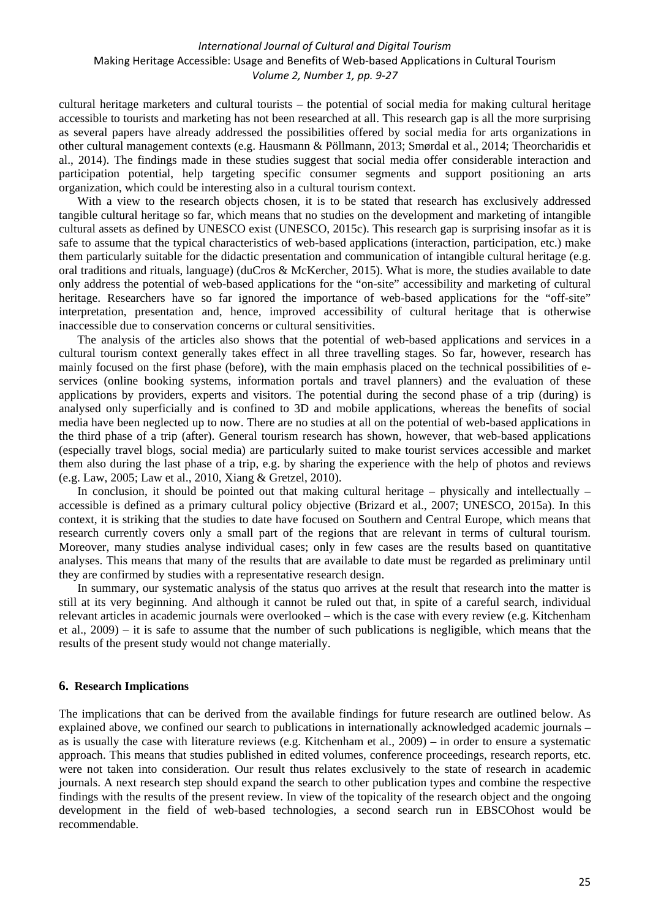cultural heritage marketers and cultural tourists – the potential of social media for making cultural heritage accessible to tourists and marketing has not been researched at all. This research gap is all the more surprising as several papers have already addressed the possibilities offered by social media for arts organizations in other cultural management contexts (e.g. Hausmann & Pöllmann, 2013; Smørdal et al., 2014; Theorcharidis et al., 2014). The findings made in these studies suggest that social media offer considerable interaction and participation potential, help targeting specific consumer segments and support positioning an arts organization, which could be interesting also in a cultural tourism context.

With a view to the research objects chosen, it is to be stated that research has exclusively addressed tangible cultural heritage so far, which means that no studies on the development and marketing of intangible cultural assets as defined by UNESCO exist (UNESCO, 2015c). This research gap is surprising insofar as it is safe to assume that the typical characteristics of web-based applications (interaction, participation, etc.) make them particularly suitable for the didactic presentation and communication of intangible cultural heritage (e.g. oral traditions and rituals, language) (duCros & McKercher, 2015). What is more, the studies available to date only address the potential of web-based applications for the "on-site" accessibility and marketing of cultural heritage. Researchers have so far ignored the importance of web-based applications for the "off-site" interpretation, presentation and, hence, improved accessibility of cultural heritage that is otherwise inaccessible due to conservation concerns or cultural sensitivities.

The analysis of the articles also shows that the potential of web-based applications and services in a cultural tourism context generally takes effect in all three travelling stages. So far, however, research has mainly focused on the first phase (before), with the main emphasis placed on the technical possibilities of e-services (online booking systems, information portals and travel planners) and the evaluation of these applications by providers, experts and visitors. The potential during the second phase of a trip (during) is analysed only superficially and is confined to 3D and mobile applications, whereas the benefits of social media have been neglected up to now. There are no studies at all on the potential of web-based applications in the third phase of a trip (after). General tourism research has shown, however, that web-based applications (especially travel blogs, social media) are particularly suited to make tourist services accessible and market them also during the last phase of a trip, e.g. by sharing the experience with the help of photos and reviews (e.g. Law, 2005; Law et al., 2010, Xiang & Gretzel, 2010).

In conclusion, it should be pointed out that making cultural heritage – physically and intellectually – accessible is defined as a primary cultural policy objective (Brizard et al., 2007; UNESCO, 2015a). In this context, it is striking that the studies to date have focused on Southern and Central Europe, which means that research currently covers only a small part of the regions that are relevant in terms of cultural tourism. Moreover, many studies analyse individual cases; only in few cases are the results based on quantitative analyses. This means that many of the results that are available to date must be regarded as preliminary until they are confirmed by studies with a representative research design.

In summary, our systematic analysis of the status quo arrives at the result that research into the matter is still at its very beginning. And although it cannot be ruled out that, in spite of a careful search, individual relevant articles in academic journals were overlooked – which is the case with every review (e.g. Kitchenham et al., 2009) – it is safe to assume that the number of such publications is negligible, which means that the results of the present study would not change materially.

## 6. Research Implications

The implications that can be derived from the available findings for future research are outlined below. As explained above, we confined our search to publications in internationally acknowledged academic journals – as is usually the case with literature reviews (e.g. Kitchenham et al., 2009) – in order to ensure a systematic approach. This means that studies published in edited volumes, conference proceedings, research reports, etc. were not taken into consideration. Our result thus relates exclusively to the state of research in academic journals. A next research step should expand the search to other publication types and combine the respective findings with the results of the present review. In view of the topicality of the research object and the ongoing development in the field of web-based technologies, a second search run in EBSCOhost would be recommendable.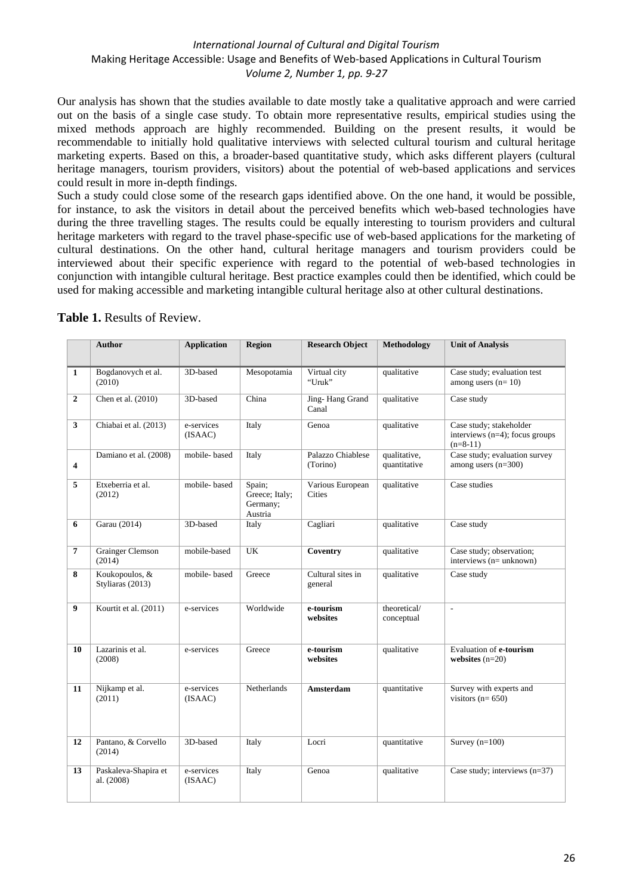Our analysis has shown that the studies available to date mostly take a qualitative approach and were carried out on the basis of a single case study. To obtain more representative results, empirical studies using the mixed methods approach are highly recommended. Building on the present results, it would be recommendable to initially hold qualitative interviews with selected cultural tourism and cultural heritage marketing experts. Based on this, a broader-based quantitative study, which asks different players (cultural heritage managers, tourism providers, visitors) about the potential of web-based applications and services could result in more in-depth findings.

Such a study could close some of the research gaps identified above. On the one hand, it would be possible, for instance, to ask the visitors in detail about the perceived benefits which web-based technologies have during the three travelling stages. The results could be equally interesting to tourism providers and cultural heritage marketers with regard to the travel phase-specific use of web-based applications for the marketing of cultural destinations. On the other hand, cultural heritage managers and tourism providers could be interviewed about their specific experience with regard to the potential of web-based technologies in conjunction with intangible cultural heritage. Best practice examples could then be identified, which could be used for making accessible and marketing intangible cultural heritage also at other cultural destinations.

**Table 1.** Results of Review.

| | **Author** | **Application** | **Region** | **Research Object** | **Methodology** | **Unit of Analysis** |
|---|---|---|---|---|---|---|
| **1** | Bogdanovych et al. (2010) | 3D-based | Mesopotamia | Virtual city "Uruk" | qualitative | Case study; evaluation test among users (n= 10) |
| **2** | Chen et al. (2010) | 3D-based | China | Jing- Hang Grand Canal | qualitative | Case study |
| **3** | Chiabai et al. (2013) | e-services (ISAAC) | Italy | Genoa | qualitative | Case study; stakeholder interviews (n=4); focus groups (n=8-11) |
| **4** | Damiano et al. (2008) | mobile- based | Italy | Palazzo Chiablese (Torino) | qualitative, quantitative | Case study; evaluation survey among users (n=300) |
| **5** | Etxeberria et al. (2012) | mobile- based | Spain; Greece; Italy; Germany; Austria | Various European Cities | qualitative | Case studies |
| **6** | Garau (2014) | 3D-based | Italy | Cagliari | qualitative | Case study |
| **7** | Grainger Clemson (2014) | mobile-based | UK | **Coventry** | qualitative | Case study; observation; interviews (n= unknown) |
| **8** | Koukopoulos, & Styliaras (2013) | mobile- based | Greece | Cultural sites in general | qualitative | Case study |
| **9** | Kourtit et al. (2011) | e-services | Worldwide | **e-tourism websites** | theoretical/ conceptual | - |
| **10** | Lazarinis et al. (2008) | e-services | Greece | **e-tourism websites** | qualitative | Evaluation of **e-tourism websites** (n=20) |
| **11** | Nijkamp et al. (2011) | e-services (ISAAC) | Netherlands | **Amsterdam** | quantitative | Survey with experts and visitors (n= 650) |
| **12** | Pantano, & Corvello (2014) | 3D-based | Italy | Locri | quantitative | Survey (n=100) |
| **13** | Paskaleva-Shapira et al. (2008) | e-services (ISAAC) | Italy | Genoa | qualitative | Case study; interviews (n=37) |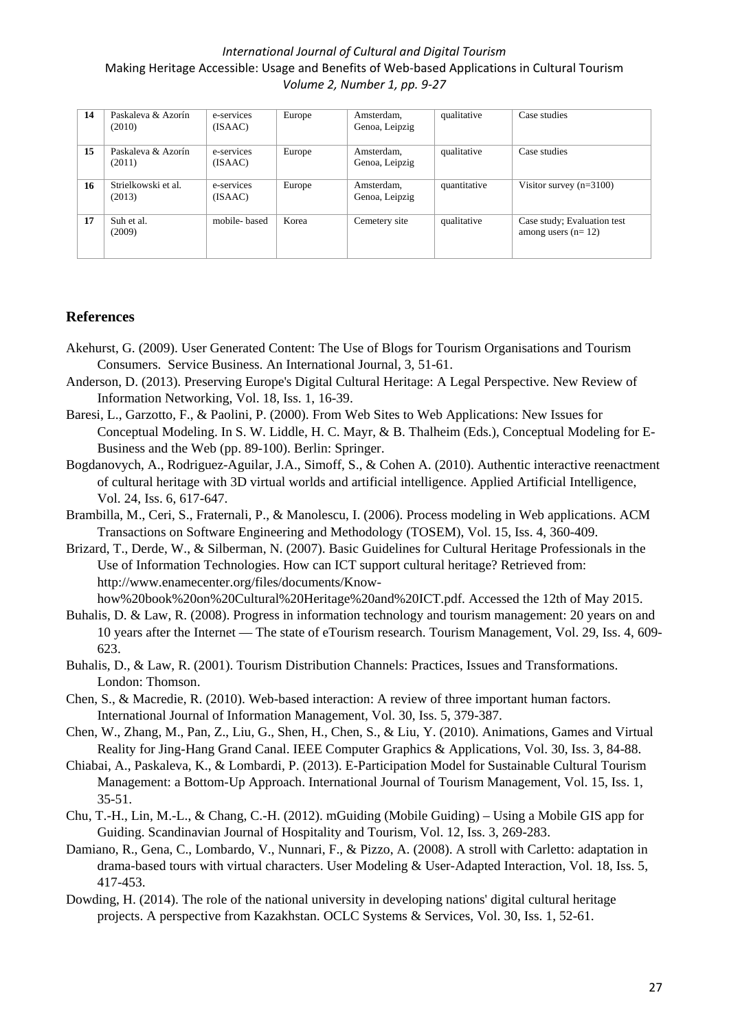| 14 | Paskaleva & Azorín (2010) | e-services (ISAAC) | Europe | Amsterdam, Genoa, Leipzig | qualitative | Case studies |
|---|---|---|---|---|---|---|
| 15 | Paskaleva & Azorín (2011) | e-services (ISAAC) | Europe | Amsterdam, Genoa, Leipzig | qualitative | Case studies |
| 16 | Strielkowski et al. (2013) | e-services (ISAAC) | Europe | Amsterdam, Genoa, Leipzig | quantitative | Visitor survey (n=3100) |
| 17 | Suh et al. (2009) | mobile- based | Korea | Cemetery site | qualitative | Case study; Evaluation test among users (n= 12) |

## References

Akehurst, G. (2009). User Generated Content: The Use of Blogs for Tourism Organisations and Tourism Consumers. Service Business. An International Journal, 3, 51-61.

Anderson, D. (2013). Preserving Europe's Digital Cultural Heritage: A Legal Perspective. New Review of Information Networking, Vol. 18, Iss. 1, 16-39.

Baresi, L., Garzotto, F., & Paolini, P. (2000). From Web Sites to Web Applications: New Issues for Conceptual Modeling. In S. W. Liddle, H. C. Mayr, & B. Thalheim (Eds.), Conceptual Modeling for E-Business and the Web (pp. 89-100). Berlin: Springer.

Bogdanovych, A., Rodriguez-Aguilar, J.A., Simoff, S., & Cohen A. (2010). Authentic interactive reenactment of cultural heritage with 3D virtual worlds and artificial intelligence. Applied Artificial Intelligence, Vol. 24, Iss. 6, 617-647.

Brambilla, M., Ceri, S., Fraternali, P., & Manolescu, I. (2006). Process modeling in Web applications. ACM Transactions on Software Engineering and Methodology (TOSEM), Vol. 15, Iss. 4, 360-409.

Brizard, T., Derde, W., & Silberman, N. (2007). Basic Guidelines for Cultural Heritage Professionals in the Use of Information Technologies. How can ICT support cultural heritage? Retrieved from: http://www.enamecenter.org/files/documents/Know-how%20book%20on%20Cultural%20Heritage%20and%20ICT.pdf. Accessed the 12th of May 2015.

Buhalis, D. & Law, R. (2008). Progress in information technology and tourism management: 20 years on and 10 years after the Internet — The state of eTourism research. Tourism Management, Vol. 29, Iss. 4, 609-623.

Buhalis, D., & Law, R. (2001). Tourism Distribution Channels: Practices, Issues and Transformations. London: Thomson.

Chen, S., & Macredie, R. (2010). Web-based interaction: A review of three important human factors. International Journal of Information Management, Vol. 30, Iss. 5, 379-387.

Chen, W., Zhang, M., Pan, Z., Liu, G., Shen, H., Chen, S., & Liu, Y. (2010). Animations, Games and Virtual Reality for Jing-Hang Grand Canal. IEEE Computer Graphics & Applications, Vol. 30, Iss. 3, 84-88.

Chiabai, A., Paskaleva, K., & Lombardi, P. (2013). E-Participation Model for Sustainable Cultural Tourism Management: a Bottom-Up Approach. International Journal of Tourism Management, Vol. 15, Iss. 1, 35-51.

Chu, T.-H., Lin, M.-L., & Chang, C.-H. (2012). mGuiding (Mobile Guiding) – Using a Mobile GIS app for Guiding. Scandinavian Journal of Hospitality and Tourism, Vol. 12, Iss. 3, 269-283.

Damiano, R., Gena, C., Lombardo, V., Nunnari, F., & Pizzo, A. (2008). A stroll with Carletto: adaptation in drama-based tours with virtual characters. User Modeling & User-Adapted Interaction, Vol. 18, Iss. 5, 417-453.

Dowding, H. (2014). The role of the national university in developing nations' digital cultural heritage projects. A perspective from Kazakhstan. OCLC Systems & Services, Vol. 30, Iss. 1, 52-61.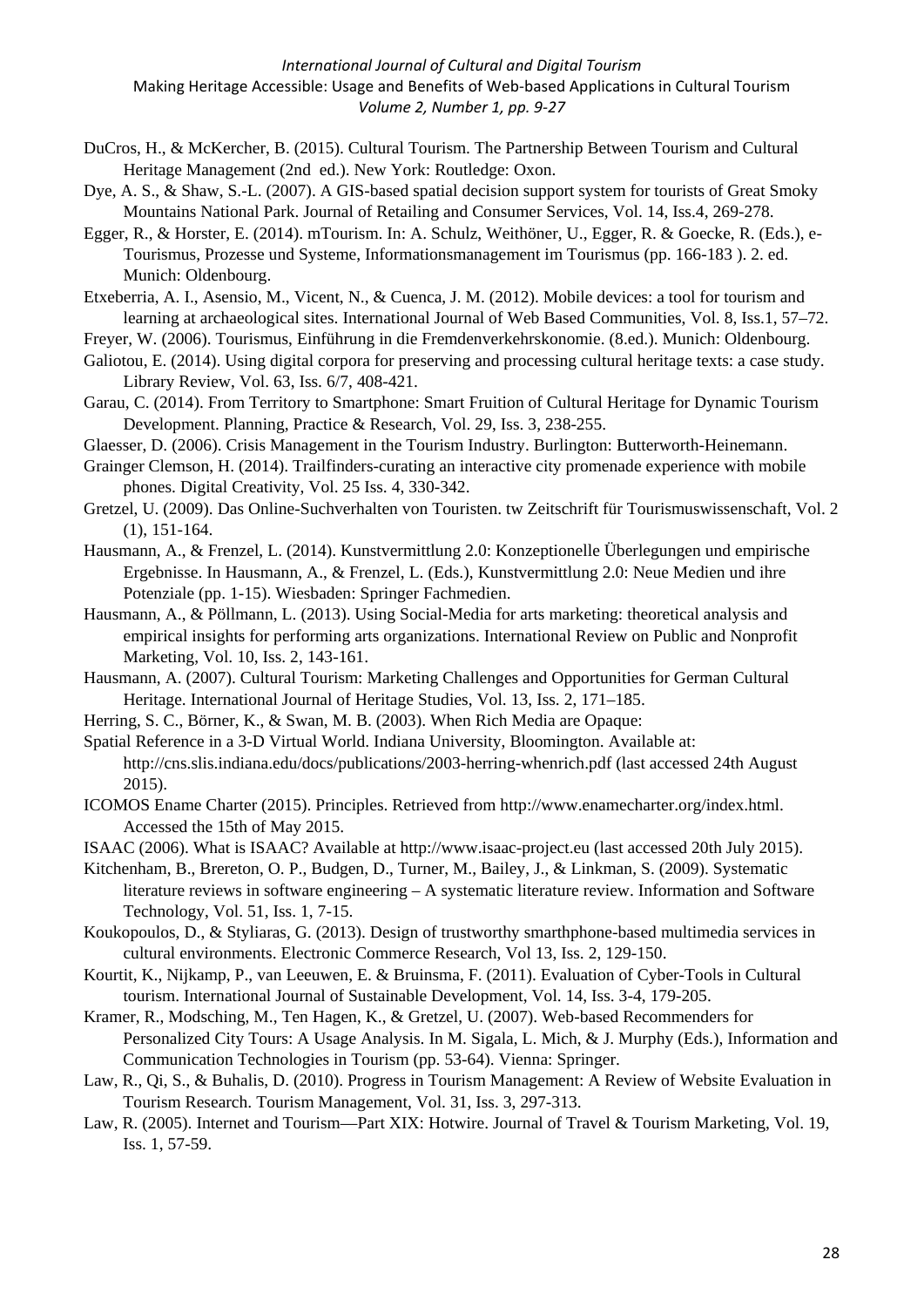DuCros, H., & McKercher, B. (2015). Cultural Tourism. The Partnership Between Tourism and Cultural Heritage Management (2nd ed.). New York: Routledge: Oxon.

Dye, A. S., & Shaw, S.-L. (2007). A GIS-based spatial decision support system for tourists of Great Smoky Mountains National Park. Journal of Retailing and Consumer Services, Vol. 14, Iss.4, 269-278.

Egger, R., & Horster, E. (2014). mTourism. In: A. Schulz, Weithöner, U., Egger, R. & Goecke, R. (Eds.), e-Tourismus, Prozesse und Systeme, Informationsmanagement im Tourismus (pp. 166-183 ). 2. ed. Munich: Oldenbourg.

Etxeberria, A. I., Asensio, M., Vicent, N., & Cuenca, J. M. (2012). Mobile devices: a tool for tourism and learning at archaeological sites. International Journal of Web Based Communities, Vol. 8, Iss.1, 57–72.

Freyer, W. (2006). Tourismus, Einführung in die Fremdenverkehrskonomie. (8.ed.). Munich: Oldenbourg.

Galiotou, E. (2014). Using digital corpora for preserving and processing cultural heritage texts: a case study. Library Review, Vol. 63, Iss. 6/7, 408-421.

Garau, C. (2014). From Territory to Smartphone: Smart Fruition of Cultural Heritage for Dynamic Tourism Development. Planning, Practice & Research, Vol. 29, Iss. 3, 238-255.

Glaesser, D. (2006). Crisis Management in the Tourism Industry. Burlington: Butterworth-Heinemann.

Grainger Clemson, H. (2014). Trailfinders-curating an interactive city promenade experience with mobile phones. Digital Creativity, Vol. 25 Iss. 4, 330-342.

Gretzel, U. (2009). Das Online-Suchverhalten von Touristen. tw Zeitschrift für Tourismuswissenschaft, Vol. 2 (1), 151-164.

Hausmann, A., & Frenzel, L. (2014). Kunstvermittlung 2.0: Konzeptionelle Überlegungen und empirische Ergebnisse. In Hausmann, A., & Frenzel, L. (Eds.), Kunstvermittlung 2.0: Neue Medien und ihre Potenziale (pp. 1-15). Wiesbaden: Springer Fachmedien.

Hausmann, A., & Pöllmann, L. (2013). Using Social-Media for arts marketing: theoretical analysis and empirical insights for performing arts organizations. International Review on Public and Nonprofit Marketing, Vol. 10, Iss. 2, 143-161.

Hausmann, A. (2007). Cultural Tourism: Marketing Challenges and Opportunities for German Cultural Heritage. International Journal of Heritage Studies, Vol. 13, Iss. 2, 171–185.

Herring, S. C., Börner, K., & Swan, M. B. (2003). When Rich Media are Opaque:

Spatial Reference in a 3-D Virtual World. Indiana University, Bloomington. Available at: http://cns.slis.indiana.edu/docs/publications/2003-herring-whenrich.pdf (last accessed 24th August 2015).

ICOMOS Ename Charter (2015). Principles. Retrieved from http://www.enamecharter.org/index.html. Accessed the 15th of May 2015.

ISAAC (2006). What is ISAAC? Available at http://www.isaac-project.eu (last accessed 20th July 2015).

Kitchenham, B., Brereton, O. P., Budgen, D., Turner, M., Bailey, J., & Linkman, S. (2009). Systematic literature reviews in software engineering – A systematic literature review. Information and Software Technology, Vol. 51, Iss. 1, 7-15.

Koukopoulos, D., & Styliaras, G. (2013). Design of trustworthy smarthphone-based multimedia services in cultural environments. Electronic Commerce Research, Vol 13, Iss. 2, 129-150.

Kourtit, K., Nijkamp, P., van Leeuwen, E. & Bruinsma, F. (2011). Evaluation of Cyber-Tools in Cultural tourism. International Journal of Sustainable Development, Vol. 14, Iss. 3-4, 179-205.

Kramer, R., Modsching, M., Ten Hagen, K., & Gretzel, U. (2007). Web-based Recommenders for Personalized City Tours: A Usage Analysis. In M. Sigala, L. Mich, & J. Murphy (Eds.), Information and Communication Technologies in Tourism (pp. 53-64). Vienna: Springer.

Law, R., Qi, S., & Buhalis, D. (2010). Progress in Tourism Management: A Review of Website Evaluation in Tourism Research. Tourism Management, Vol. 31, Iss. 3, 297-313.

Law, R. (2005). Internet and Tourism—Part XIX: Hotwire. Journal of Travel & Tourism Marketing, Vol. 19, Iss. 1, 57-59.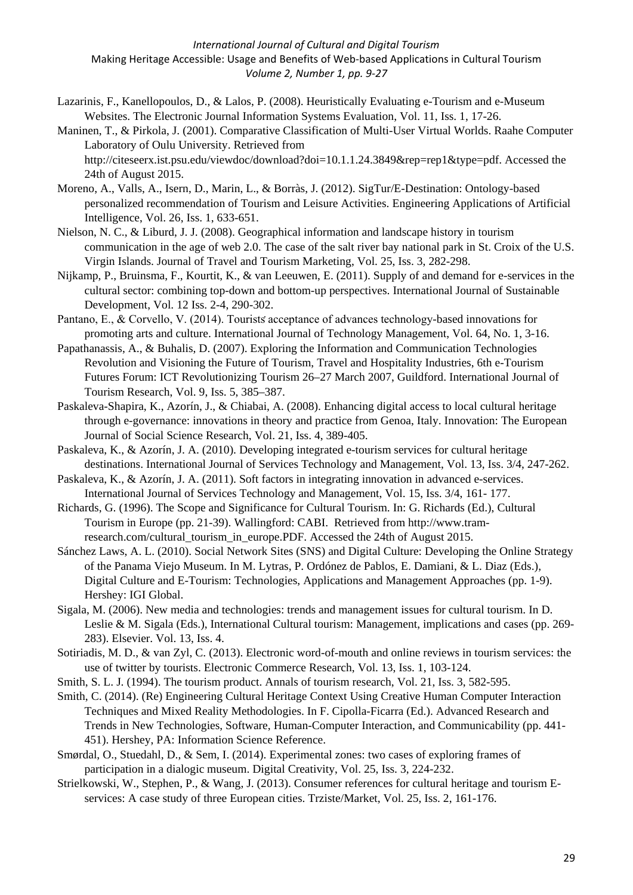Lazarinis, F., Kanellopoulos, D., & Lalos, P. (2008). Heuristically Evaluating e-Tourism and e-Museum Websites. The Electronic Journal Information Systems Evaluation, Vol. 11, Iss. 1, 17-26.

Maninen, T., & Pirkola, J. (2001). Comparative Classification of Multi-User Virtual Worlds. Raahe Computer Laboratory of Oulu University. Retrieved from http://citeseerx.ist.psu.edu/viewdoc/download?doi=10.1.1.24.3849&rep=rep1&type=pdf. Accessed the 24th of August 2015.

Moreno, A., Valls, A., Isern, D., Marin, L., & Borràs, J. (2012). SigTur/E-Destination: Ontology-based personalized recommendation of Tourism and Leisure Activities. Engineering Applications of Artificial Intelligence, Vol. 26, Iss. 1, 633-651.

Nielson, N. C., & Liburd, J. J. (2008). Geographical information and landscape history in tourism communication in the age of web 2.0. The case of the salt river bay national park in St. Croix of the U.S. Virgin Islands. Journal of Travel and Tourism Marketing, Vol. 25, Iss. 3, 282-298.

Nijkamp, P., Bruinsma, F., Kourtit, K., & van Leeuwen, E. (2011). Supply of and demand for e-services in the cultural sector: combining top-down and bottom-up perspectives. International Journal of Sustainable Development, Vol. 12 Iss. 2-4, 290-302.

Pantano, E., & Corvello, V. (2014). Tourists' acceptance of advances technology-based innovations for promoting arts and culture. International Journal of Technology Management, Vol. 64, No. 1, 3-16.

Papathanassis, A., & Buhalis, D. (2007). Exploring the Information and Communication Technologies Revolution and Visioning the Future of Tourism, Travel and Hospitality Industries, 6th e-Tourism Futures Forum: ICT Revolutionizing Tourism 26–27 March 2007, Guildford. International Journal of Tourism Research, Vol. 9, Iss. 5, 385–387.

Paskaleva-Shapira, K., Azorín, J., & Chiabai, A. (2008). Enhancing digital access to local cultural heritage through e-governance: innovations in theory and practice from Genoa, Italy. Innovation: The European Journal of Social Science Research, Vol. 21, Iss. 4, 389-405.

Paskaleva, K., & Azorín, J. A. (2010). Developing integrated e-tourism services for cultural heritage destinations. International Journal of Services Technology and Management, Vol. 13, Iss. 3/4, 247-262.

Paskaleva, K., & Azorín, J. A. (2011). Soft factors in integrating innovation in advanced e-services. International Journal of Services Technology and Management, Vol. 15, Iss. 3/4, 161- 177.

Richards, G. (1996). The Scope and Significance for Cultural Tourism. In: G. Richards (Ed.), Cultural Tourism in Europe (pp. 21-39). Wallingford: CABI. Retrieved from http://www.tram-research.com/cultural_tourism_in_europe.PDF. Accessed the 24th of August 2015.

Sánchez Laws, A. L. (2010). Social Network Sites (SNS) and Digital Culture: Developing the Online Strategy of the Panama Viejo Museum. In M. Lytras, P. Ordónez de Pablos, E. Damiani, & L. Diaz (Eds.), Digital Culture and E-Tourism: Technologies, Applications and Management Approaches (pp. 1-9). Hershey: IGI Global.

Sigala, M. (2006). New media and technologies: trends and management issues for cultural tourism. In D. Leslie & M. Sigala (Eds.), International Cultural tourism: Management, implications and cases (pp. 269-283). Elsevier. Vol. 13, Iss. 4.

Sotiriadis, M. D., & van Zyl, C. (2013). Electronic word-of-mouth and online reviews in tourism services: the use of twitter by tourists. Electronic Commerce Research, Vol. 13, Iss. 1, 103-124.

Smith, S. L. J. (1994). The tourism product. Annals of tourism research, Vol. 21, Iss. 3, 582-595.

Smith, C. (2014). (Re) Engineering Cultural Heritage Context Using Creative Human Computer Interaction Techniques and Mixed Reality Methodologies. In F. Cipolla-Ficarra (Ed.). Advanced Research and Trends in New Technologies, Software, Human-Computer Interaction, and Communicability (pp. 441-451). Hershey, PA: Information Science Reference.

Smørdal, O., Stuedahl, D., & Sem, I. (2014). Experimental zones: two cases of exploring frames of participation in a dialogic museum. Digital Creativity, Vol. 25, Iss. 3, 224-232.

Strielkowski, W., Stephen, P., & Wang, J. (2013). Consumer references for cultural heritage and tourism E-services: A case study of three European cities. Trziste/Market, Vol. 25, Iss. 2, 161-176.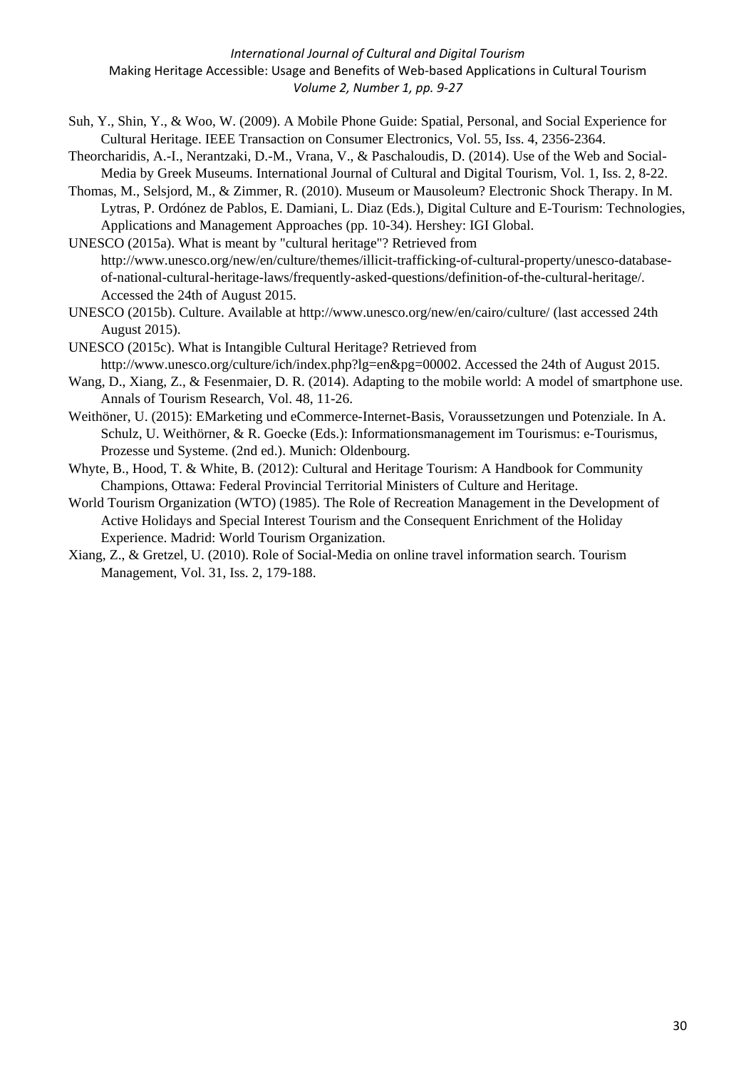Suh, Y., Shin, Y., & Woo, W. (2009). A Mobile Phone Guide: Spatial, Personal, and Social Experience for Cultural Heritage. IEEE Transaction on Consumer Electronics, Vol. 55, Iss. 4, 2356-2364.

Theorcharidis, A.-I., Nerantzaki, D.-M., Vrana, V., & Paschaloudis, D. (2014). Use of the Web and Social-Media by Greek Museums. International Journal of Cultural and Digital Tourism, Vol. 1, Iss. 2, 8-22.

Thomas, M., Selsjord, M., & Zimmer, R. (2010). Museum or Mausoleum? Electronic Shock Therapy. In M. Lytras, P. Ordónez de Pablos, E. Damiani, L. Diaz (Eds.), Digital Culture and E-Tourism: Technologies, Applications and Management Approaches (pp. 10-34). Hershey: IGI Global.

UNESCO (2015a). What is meant by "cultural heritage"? Retrieved from http://www.unesco.org/new/en/culture/themes/illicit-trafficking-of-cultural-property/unesco-database-of-national-cultural-heritage-laws/frequently-asked-questions/definition-of-the-cultural-heritage/. Accessed the 24th of August 2015.

UNESCO (2015b). Culture. Available at http://www.unesco.org/new/en/cairo/culture/ (last accessed 24th August 2015).

UNESCO (2015c). What is Intangible Cultural Heritage? Retrieved from http://www.unesco.org/culture/ich/index.php?lg=en&pg=00002. Accessed the 24th of August 2015.

Wang, D., Xiang, Z., & Fesenmaier, D. R. (2014). Adapting to the mobile world: A model of smartphone use. Annals of Tourism Research, Vol. 48, 11-26.

Weithöner, U. (2015): EMarketing und eCommerce-Internet-Basis, Voraussetzungen und Potenziale. In A. Schulz, U. Weithörner, & R. Goecke (Eds.): Informationsmanagement im Tourismus: e-Tourismus, Prozesse und Systeme. (2nd ed.). Munich: Oldenbourg.

Whyte, B., Hood, T. & White, B. (2012): Cultural and Heritage Tourism: A Handbook for Community Champions, Ottawa: Federal Provincial Territorial Ministers of Culture and Heritage.

World Tourism Organization (WTO) (1985). The Role of Recreation Management in the Development of Active Holidays and Special Interest Tourism and the Consequent Enrichment of the Holiday Experience. Madrid: World Tourism Organization.

Xiang, Z., & Gretzel, U. (2010). Role of Social-Media on online travel information search. Tourism Management, Vol. 31, Iss. 2, 179-188.